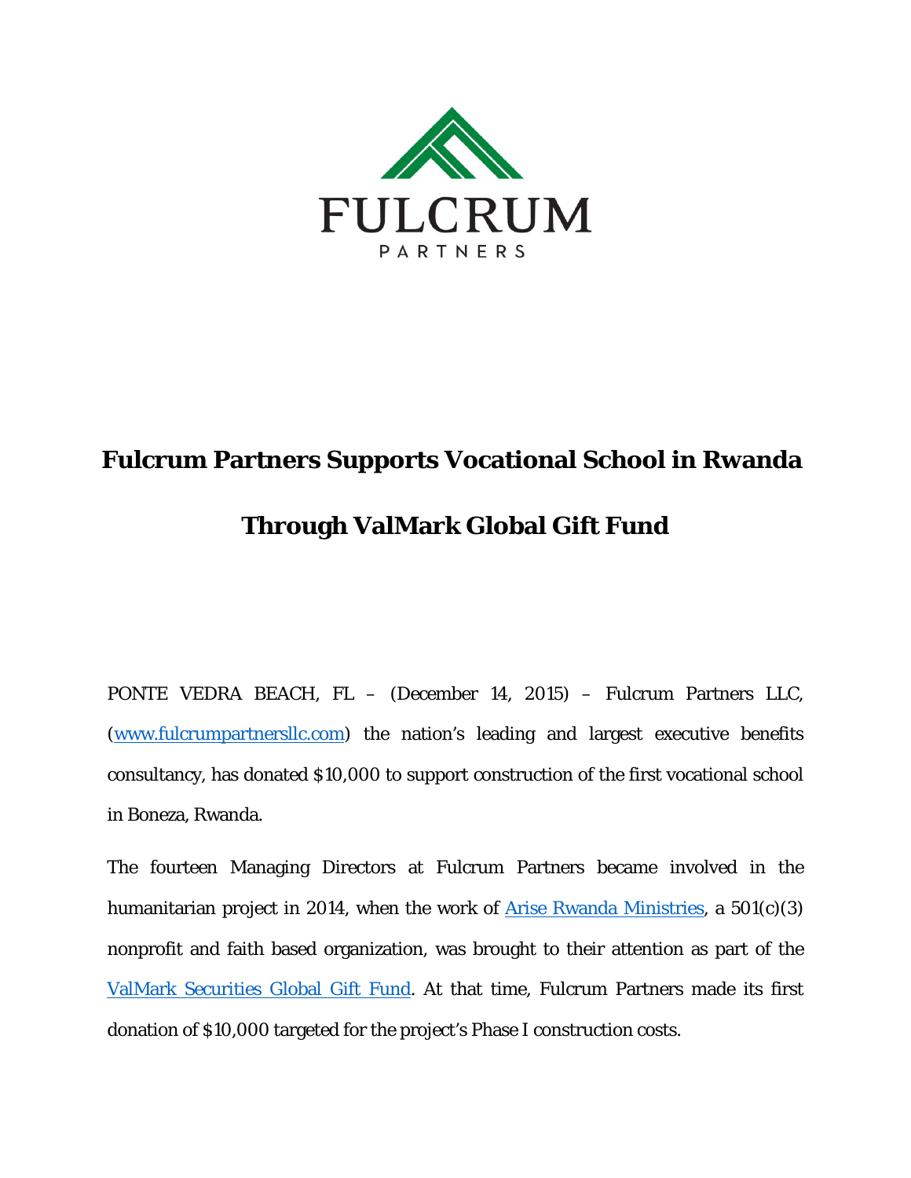FULCRUM

PARTNERS

# Fulcrum Partners Supports Vocational School in Rwanda

# Through ValMark Global Gift Fund

PONTE VEDRA BEACH, FL – (December 14, 2015) – Fulcrum Partners LLC, (www.fulcrumpartnersllc.com) the nation's leading and largest executive benefits consultancy, has donated $10,000 to support construction of the first vocational school in Boneza, Rwanda.

The fourteen Managing Directors at Fulcrum Partners became involved in the humanitarian project in 2014, when the work of Arise Rwanda Ministries, a 501(c)(3) nonprofit and faith based organization, was brought to their attention as part of the ValMark Securities Global Gift Fund. At that time, Fulcrum Partners made its first donation of $10,000 targeted for the project's Phase I construction costs.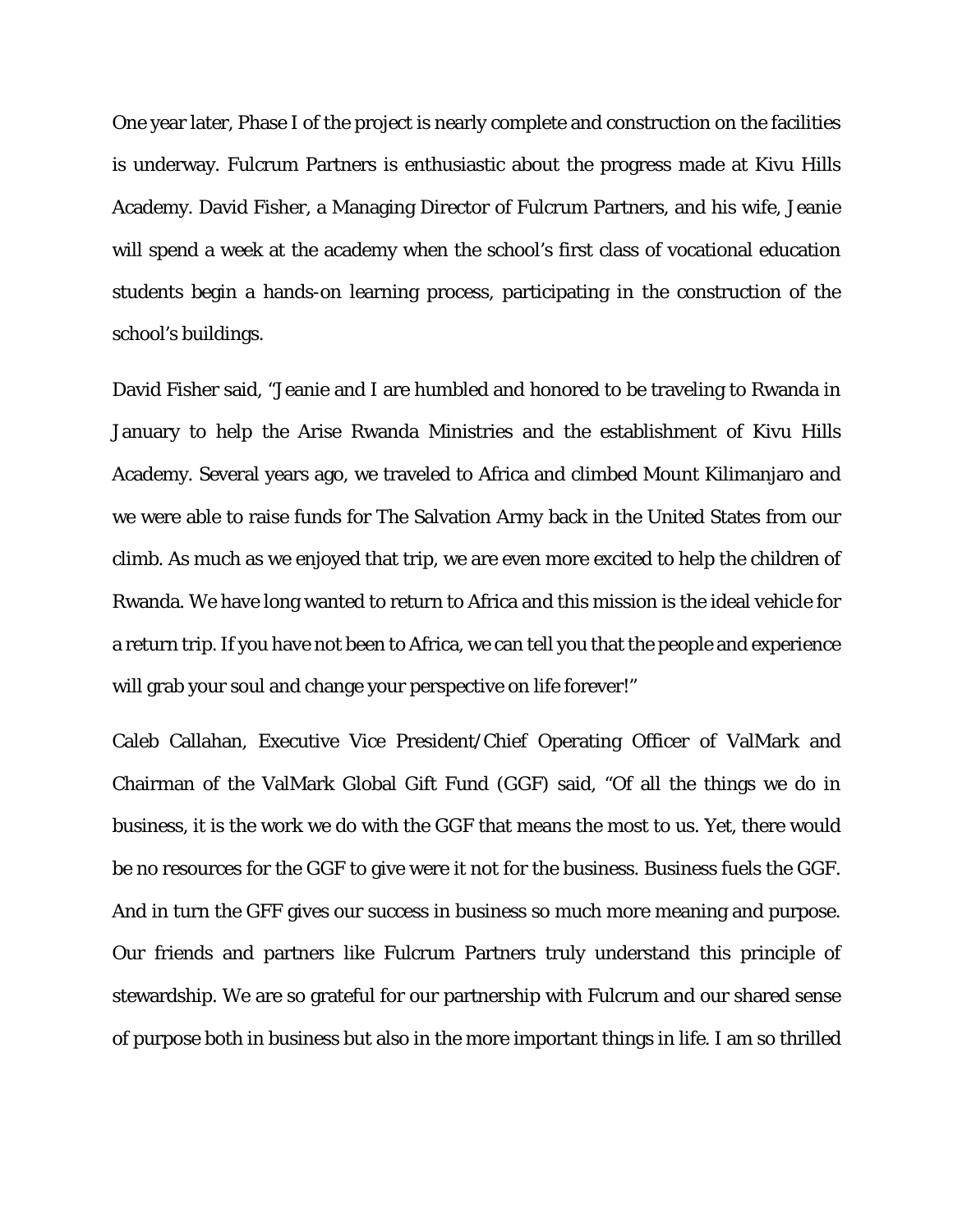One year later, Phase I of the project is nearly complete and construction on the facilities is underway. Fulcrum Partners is enthusiastic about the progress made at Kivu Hills Academy. David Fisher, a Managing Director of Fulcrum Partners, and his wife, Jeanie will spend a week at the academy when the school's first class of vocational education students begin a hands-on learning process, participating in the construction of the school's buildings.

David Fisher said, "Jeanie and I are humbled and honored to be traveling to Rwanda in January to help the Arise Rwanda Ministries and the establishment of Kivu Hills Academy. Several years ago, we traveled to Africa and climbed Mount Kilimanjaro and we were able to raise funds for The Salvation Army back in the United States from our climb. As much as we enjoyed that trip, we are even more excited to help the children of Rwanda. We have long wanted to return to Africa and this mission is the ideal vehicle for a return trip. If you have not been to Africa, we can tell you that the people and experience will grab your soul and change your perspective on life forever!"

Caleb Callahan, Executive Vice President/Chief Operating Officer of ValMark and Chairman of the ValMark Global Gift Fund (GGF) said, "Of all the things we do in business, it is the work we do with the GGF that means the most to us. Yet, there would be no resources for the GGF to give were it not for the business. Business fuels the GGF. And in turn the GFF gives our success in business so much more meaning and purpose. Our friends and partners like Fulcrum Partners truly understand this principle of stewardship. We are so grateful for our partnership with Fulcrum and our shared sense of purpose both in business but also in the more important things in life. I am so thrilled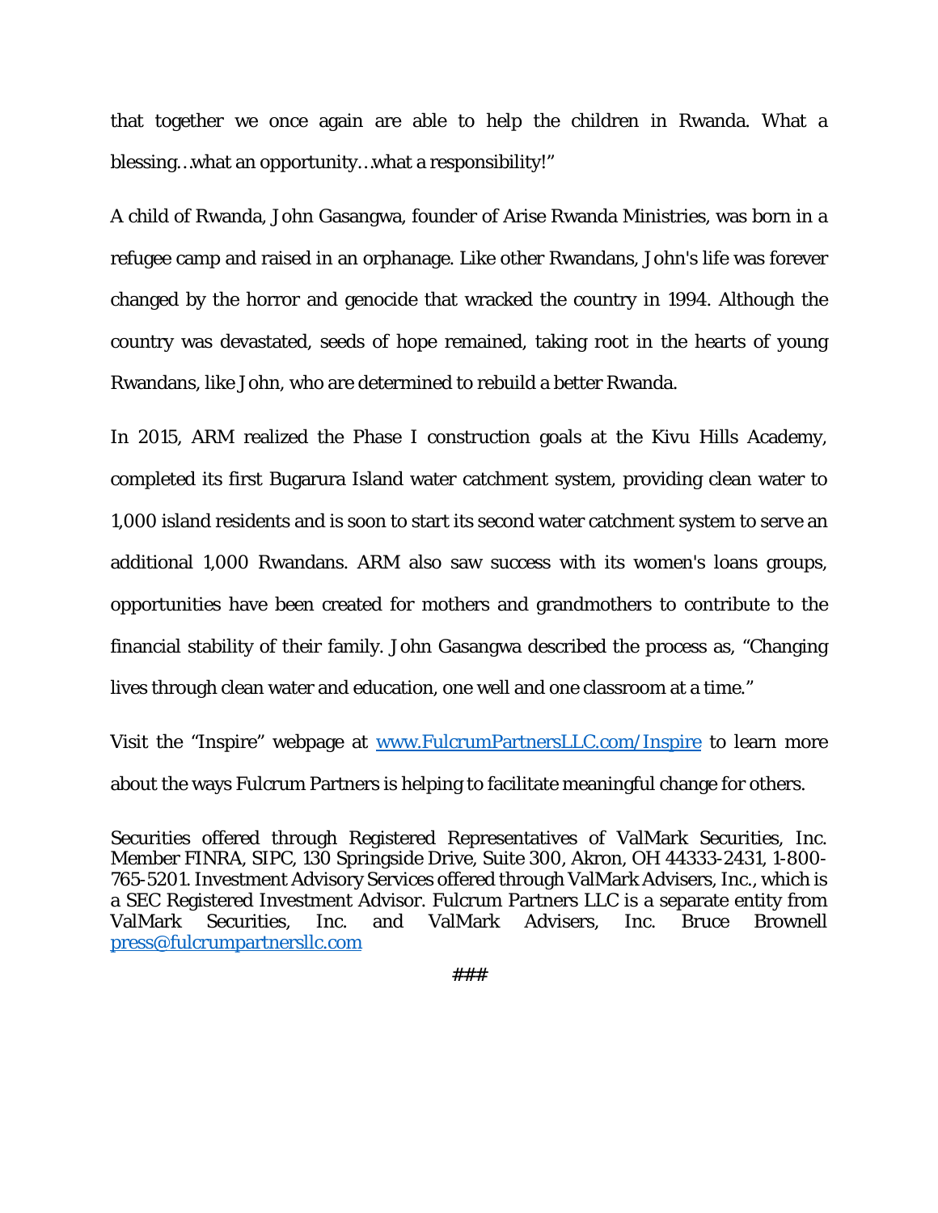that together we once again are able to help the children in Rwanda. What a blessing…what an opportunity…what a responsibility!"

A child of Rwanda, John Gasangwa, founder of Arise Rwanda Ministries, was born in a refugee camp and raised in an orphanage. Like other Rwandans, John's life was forever changed by the horror and genocide that wracked the country in 1994. Although the country was devastated, seeds of hope remained, taking root in the hearts of young Rwandans, like John, who are determined to rebuild a better Rwanda.

In 2015, ARM realized the Phase I construction goals at the Kivu Hills Academy, completed its first Bugarura Island water catchment system, providing clean water to 1,000 island residents and is soon to start its second water catchment system to serve an additional 1,000 Rwandans. ARM also saw success with its women's loans groups, opportunities have been created for mothers and grandmothers to contribute to the financial stability of their family. John Gasangwa described the process as, "Changing lives through clean water and education, one well and one classroom at a time."

Visit the "Inspire" webpage at [www.FulcrumPartnersLLC.com/Inspire](http://www.FulcrumPartnersLLC.com/Inspire) to learn more about the ways Fulcrum Partners is helping to facilitate meaningful change for others.

Securities offered through Registered Representatives of ValMark Securities, Inc. Member FINRA, SIPC, 130 Springside Drive, Suite 300, Akron, OH 44333-2431, 1-800-765-5201. Investment Advisory Services offered through ValMark Advisers, Inc., which is a SEC Registered Investment Advisor. Fulcrum Partners LLC is a separate entity from ValMark Securities, Inc. and ValMark Advisers, Inc. Bruce Brownell [press@fulcrumpartnersllc.com](mailto:press@fulcrumpartnersllc.com)

###